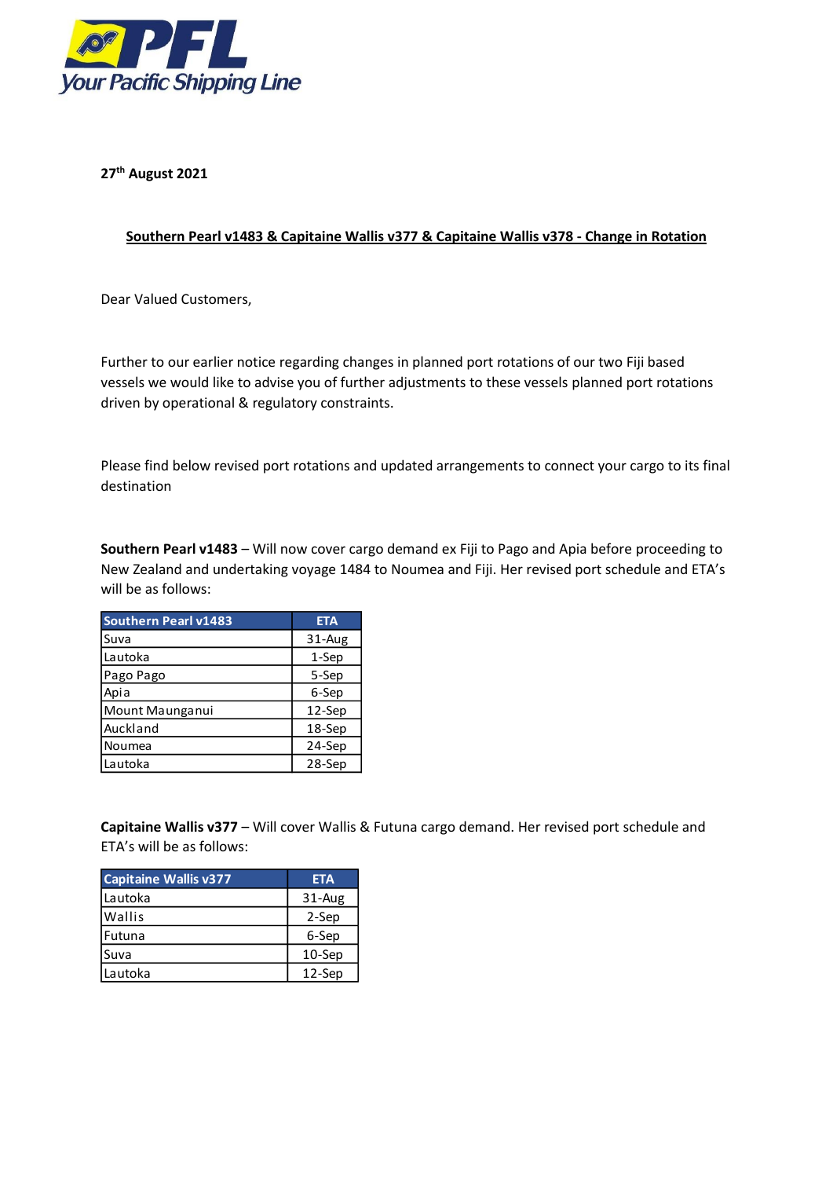**PFL**
*Your Pacific Shipping Line*

**27th August 2021**

**Southern Pearl v1483 & Capitaine Wallis v377 & Capitaine Wallis v378 - Change in Rotation**

Dear Valued Customers,

Further to our earlier notice regarding changes in planned port rotations of our two Fiji based vessels we would like to advise you of further adjustments to these vessels planned port rotations driven by operational & regulatory constraints.

Please find below revised port rotations and updated arrangements to connect your cargo to its final destination

**Southern Pearl v1483** – Will now cover cargo demand ex Fiji to Pago and Apia before proceeding to New Zealand and undertaking voyage 1484 to Noumea and Fiji. Her revised port schedule and ETA's will be as follows:

| Southern Pearl v1483 | ETA |
|---|---|
| Suva | 31-Aug |
| Lautoka | 1-Sep |
| Pago Pago | 5-Sep |
| Apia | 6-Sep |
| Mount Maunganui | 12-Sep |
| Auckland | 18-Sep |
| Noumea | 24-Sep |
| Lautoka | 28-Sep |

**Capitaine Wallis v377** – Will cover Wallis & Futuna cargo demand. Her revised port schedule and ETA's will be as follows:

| Capitaine Wallis v377 | ETA |
|---|---|
| Lautoka | 31-Aug |
| Wallis | 2-Sep |
| Futuna | 6-Sep |
| Suva | 10-Sep |
| Lautoka | 12-Sep |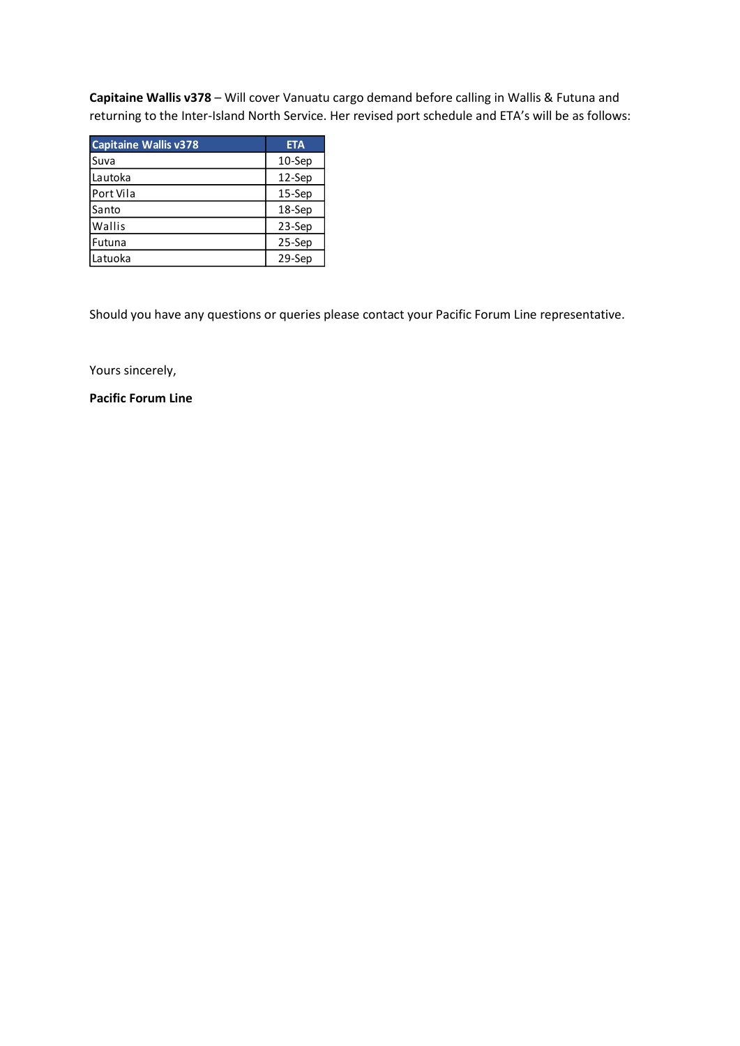**Capitaine Wallis v378** – Will cover Vanuatu cargo demand before calling in Wallis & Futuna and returning to the Inter-Island North Service. Her revised port schedule and ETA's will be as follows:

| Capitaine Wallis v378 | ETA |
|---|---|
| Suva | 10-Sep |
| Lautoka | 12-Sep |
| Port Vila | 15-Sep |
| Santo | 18-Sep |
| Wallis | 23-Sep |
| Futuna | 25-Sep |
| Latuoka | 29-Sep |

Should you have any questions or queries please contact your Pacific Forum Line representative.

Yours sincerely,

**Pacific Forum Line**